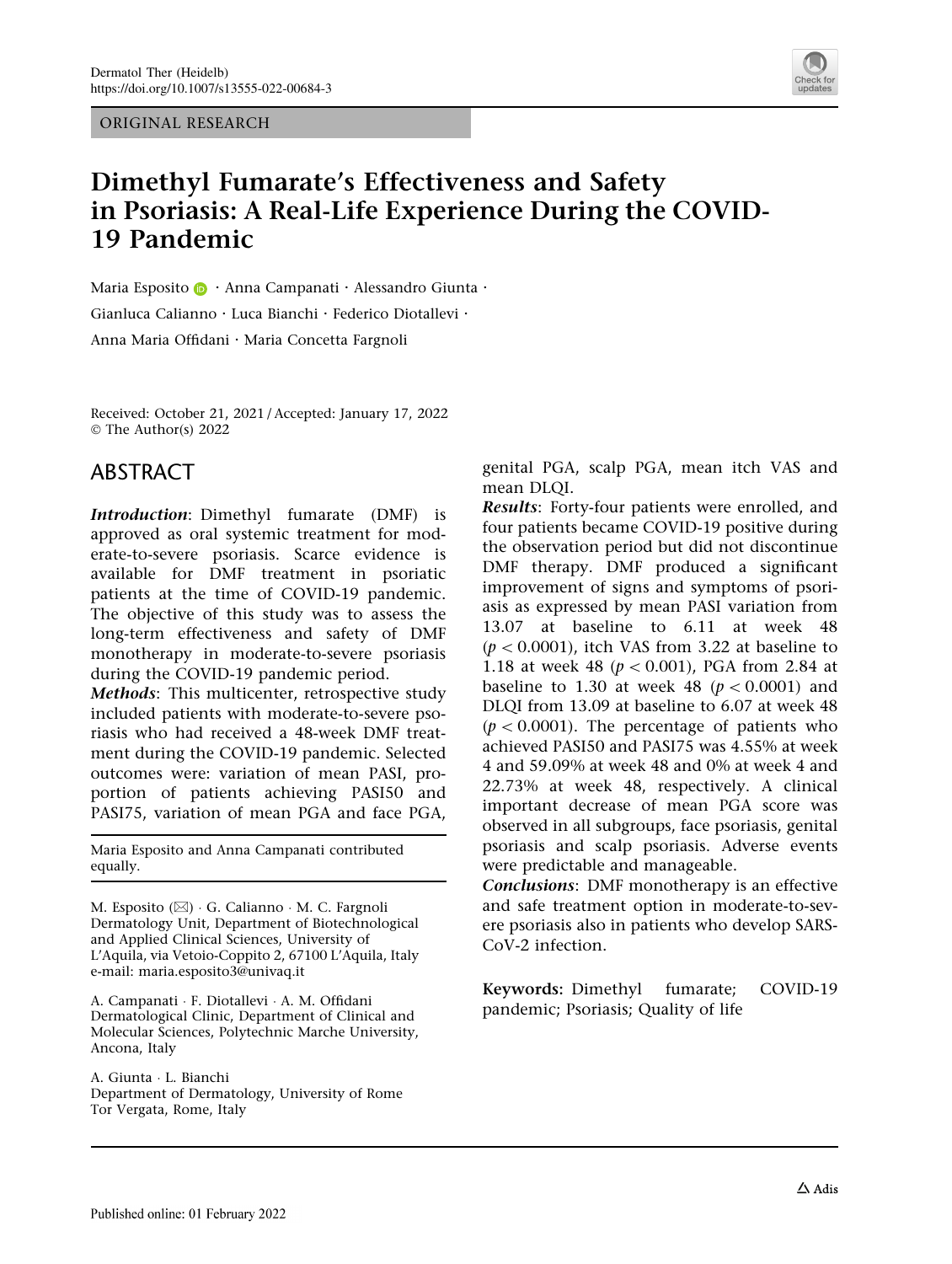ORIGINAL RESEARCH

# Dimethyl Fumarate's Effectiveness and Safety in Psoriasis: A Real-Life Experience During the COVID-19 Pandemic

Maria Esposito · Anna Campanati · Alessandro Giunta · Gianluca Calianno · Luca Bianchi · Federico Diotallevi · Anna Maria Offidani · Maria Concetta Fargnoli

Received: October 21, 2021 / Accepted: January 17, 2022
© The Author(s) 2022

## ABSTRACT

***Introduction***: Dimethyl fumarate (DMF) is approved as oral systemic treatment for moderate-to-severe psoriasis. Scarce evidence is available for DMF treatment in psoriatic patients at the time of COVID-19 pandemic. The objective of this study was to assess the long-term effectiveness and safety of DMF monotherapy in moderate-to-severe psoriasis during the COVID-19 pandemic period.

***Methods***: This multicenter, retrospective study included patients with moderate-to-severe psoriasis who had received a 48-week DMF treatment during the COVID-19 pandemic. Selected outcomes were: variation of mean PASI, proportion of patients achieving PASI50 and PASI75, variation of mean PGA and face PGA, genital PGA, scalp PGA, mean itch VAS and mean DLQI.

***Results***: Forty-four patients were enrolled, and four patients became COVID-19 positive during the observation period but did not discontinue DMF therapy. DMF produced a significant improvement of signs and symptoms of psoriasis as expressed by mean PASI variation from 13.07 at baseline to 6.11 at week 48 ($p < 0.0001$), itch VAS from 3.22 at baseline to 1.18 at week 48 ($p < 0.001$), PGA from 2.84 at baseline to 1.30 at week 48 ($p < 0.0001$) and DLQI from 13.09 at baseline to 6.07 at week 48 ($p < 0.0001$). The percentage of patients who achieved PASI50 and PASI75 was 4.55% at week 4 and 59.09% at week 48 and 0% at week 4 and 22.73% at week 48, respectively. A clinical important decrease of mean PGA score was observed in all subgroups, face psoriasis, genital psoriasis and scalp psoriasis. Adverse events were predictable and manageable.

***Conclusions***: DMF monotherapy is an effective and safe treatment option in moderate-to-severe psoriasis also in patients who develop SARS-CoV-2 infection.

**Keywords:** Dimethyl fumarate; COVID-19 pandemic; Psoriasis; Quality of life

Maria Esposito and Anna Campanati contributed equally.

M. Esposito (✉) · G. Calianno · M. C. Fargnoli
Dermatology Unit, Department of Biotechnological and Applied Clinical Sciences, University of L'Aquila, via Vetoio-Coppito 2, 67100 L'Aquila, Italy
e-mail: maria.esposito3@univaq.it

A. Campanati · F. Diotallevi · A. M. Offidani
Dermatological Clinic, Department of Clinical and Molecular Sciences, Polytechnic Marche University, Ancona, Italy

A. Giunta · L. Bianchi
Department of Dermatology, University of Rome Tor Vergata, Rome, Italy

Published online: 01 February 2022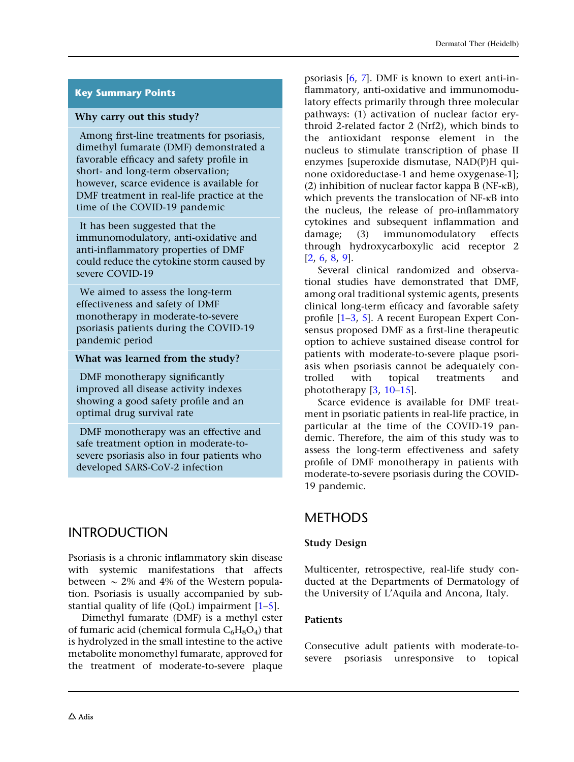## Key Summary Points

**Why carry out this study?**

Among first-line treatments for psoriasis, dimethyl fumarate (DMF) demonstrated a favorable efficacy and safety profile in short- and long-term observation; however, scarce evidence is available for DMF treatment in real-life practice at the time of the COVID-19 pandemic

It has been suggested that the immunomodulatory, anti-oxidative and anti-inflammatory properties of DMF could reduce the cytokine storm caused by severe COVID-19

We aimed to assess the long-term effectiveness and safety of DMF monotherapy in moderate-to-severe psoriasis patients during the COVID-19 pandemic period

**What was learned from the study?**

DMF monotherapy significantly improved all disease activity indexes showing a good safety profile and an optimal drug survival rate

DMF monotherapy was an effective and safe treatment option in moderate-to-severe psoriasis also in four patients who developed SARS-CoV-2 infection

# INTRODUCTION

Psoriasis is a chronic inflammatory skin disease with systemic manifestations that affects between ~ 2% and 4% of the Western population. Psoriasis is usually accompanied by substantial quality of life (QoL) impairment [1–5].

Dimethyl fumarate (DMF) is a methyl ester of fumaric acid (chemical formula $C_6H_8O_4$) that is hydrolyzed in the small intestine to the active metabolite monomethyl fumarate, approved for the treatment of moderate-to-severe plaque psoriasis [6, 7]. DMF is known to exert anti-inflammatory, anti-oxidative and immunomodulatory effects primarily through three molecular pathways: (1) activation of nuclear factor erythroid 2-related factor 2 (Nrf2), which binds to the antioxidant response element in the nucleus to stimulate transcription of phase II enzymes [superoxide dismutase, NAD(P)H quinone oxidoreductase-1 and heme oxygenase-1]; (2) inhibition of nuclear factor kappa B (NF-κB), which prevents the translocation of NF-κB into the nucleus, the release of pro-inflammatory cytokines and subsequent inflammation and damage; (3) immunomodulatory effects through hydroxycarboxylic acid receptor 2 [2, 6, 8, 9].

Several clinical randomized and observational studies have demonstrated that DMF, among oral traditional systemic agents, presents clinical long-term efficacy and favorable safety profile [1–3, 5]. A recent European Expert Consensus proposed DMF as a first-line therapeutic option to achieve sustained disease control for patients with moderate-to-severe plaque psoriasis when psoriasis cannot be adequately controlled with topical treatments and phototherapy [3, 10–15].

Scarce evidence is available for DMF treatment in psoriatic patients in real-life practice, in particular at the time of the COVID-19 pandemic. Therefore, the aim of this study was to assess the long-term effectiveness and safety profile of DMF monotherapy in patients with moderate-to-severe psoriasis during the COVID-19 pandemic.

# METHODS

## Study Design

Multicenter, retrospective, real-life study conducted at the Departments of Dermatology of the University of L'Aquila and Ancona, Italy.

## Patients

Consecutive adult patients with moderate-to-severe psoriasis unresponsive to topical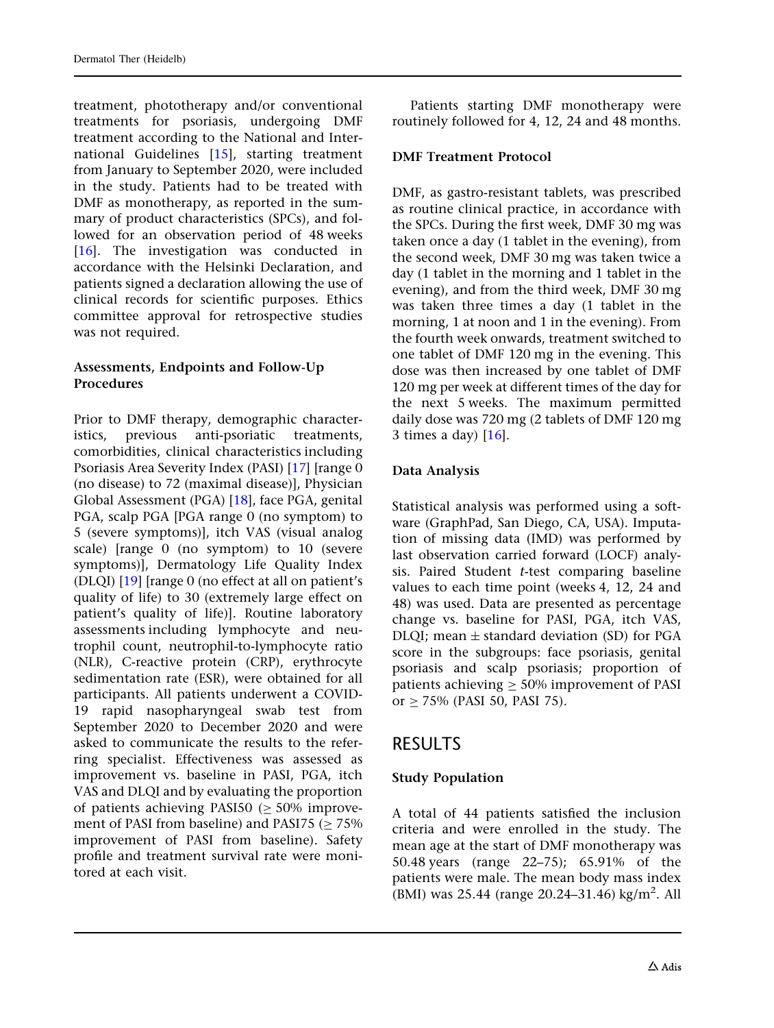treatment, phototherapy and/or conventional treatments for psoriasis, undergoing DMF treatment according to the National and International Guidelines [15], starting treatment from January to September 2020, were included in the study. Patients had to be treated with DMF as monotherapy, as reported in the summary of product characteristics (SPCs), and followed for an observation period of 48 weeks [16]. The investigation was conducted in accordance with the Helsinki Declaration, and patients signed a declaration allowing the use of clinical records for scientific purposes. Ethics committee approval for retrospective studies was not required.

### Assessments, Endpoints and Follow-Up Procedures

Prior to DMF therapy, demographic characteristics, previous anti-psoriatic treatments, comorbidities, clinical characteristics including Psoriasis Area Severity Index (PASI) [17] [range 0 (no disease) to 72 (maximal disease)], Physician Global Assessment (PGA) [18], face PGA, genital PGA, scalp PGA [PGA range 0 (no symptom) to 5 (severe symptoms)], itch VAS (visual analog scale) [range 0 (no symptom) to 10 (severe symptoms)], Dermatology Life Quality Index (DLQI) [19] [range 0 (no effect at all on patient's quality of life) to 30 (extremely large effect on patient's quality of life)]. Routine laboratory assessments including lymphocyte and neutrophil count, neutrophil-to-lymphocyte ratio (NLR), C-reactive protein (CRP), erythrocyte sedimentation rate (ESR), were obtained for all participants. All patients underwent a COVID-19 rapid nasopharyngeal swab test from September 2020 to December 2020 and were asked to communicate the results to the referring specialist. Effectiveness was assessed as improvement vs. baseline in PASI, PGA, itch VAS and DLQI and by evaluating the proportion of patients achieving PASI50 ($\geq$ 50% improvement of PASI from baseline) and PASI75 ($\geq$ 75% improvement of PASI from baseline). Safety profile and treatment survival rate were monitored at each visit.

Patients starting DMF monotherapy were routinely followed for 4, 12, 24 and 48 months.

### DMF Treatment Protocol

DMF, as gastro-resistant tablets, was prescribed as routine clinical practice, in accordance with the SPCs. During the first week, DMF 30 mg was taken once a day (1 tablet in the evening), from the second week, DMF 30 mg was taken twice a day (1 tablet in the morning and 1 tablet in the evening), and from the third week, DMF 30 mg was taken three times a day (1 tablet in the morning, 1 at noon and 1 in the evening). From the fourth week onwards, treatment switched to one tablet of DMF 120 mg in the evening. This dose was then increased by one tablet of DMF 120 mg per week at different times of the day for the next 5 weeks. The maximum permitted daily dose was 720 mg (2 tablets of DMF 120 mg 3 times a day) [16].

### Data Analysis

Statistical analysis was performed using a software (GraphPad, San Diego, CA, USA). Imputation of missing data (IMD) was performed by last observation carried forward (LOCF) analysis. Paired Student *t*-test comparing baseline values to each time point (weeks 4, 12, 24 and 48) was used. Data are presented as percentage change vs. baseline for PASI, PGA, itch VAS, DLQI; mean $\pm$ standard deviation (SD) for PGA score in the subgroups: face psoriasis, genital psoriasis and scalp psoriasis; proportion of patients achieving $\geq$ 50% improvement of PASI or $\geq$ 75% (PASI 50, PASI 75).

## RESULTS

### Study Population

A total of 44 patients satisfied the inclusion criteria and were enrolled in the study. The mean age at the start of DMF monotherapy was 50.48 years (range 22–75); 65.91% of the patients were male. The mean body mass index (BMI) was 25.44 (range 20.24–31.46) kg/m$^2$. All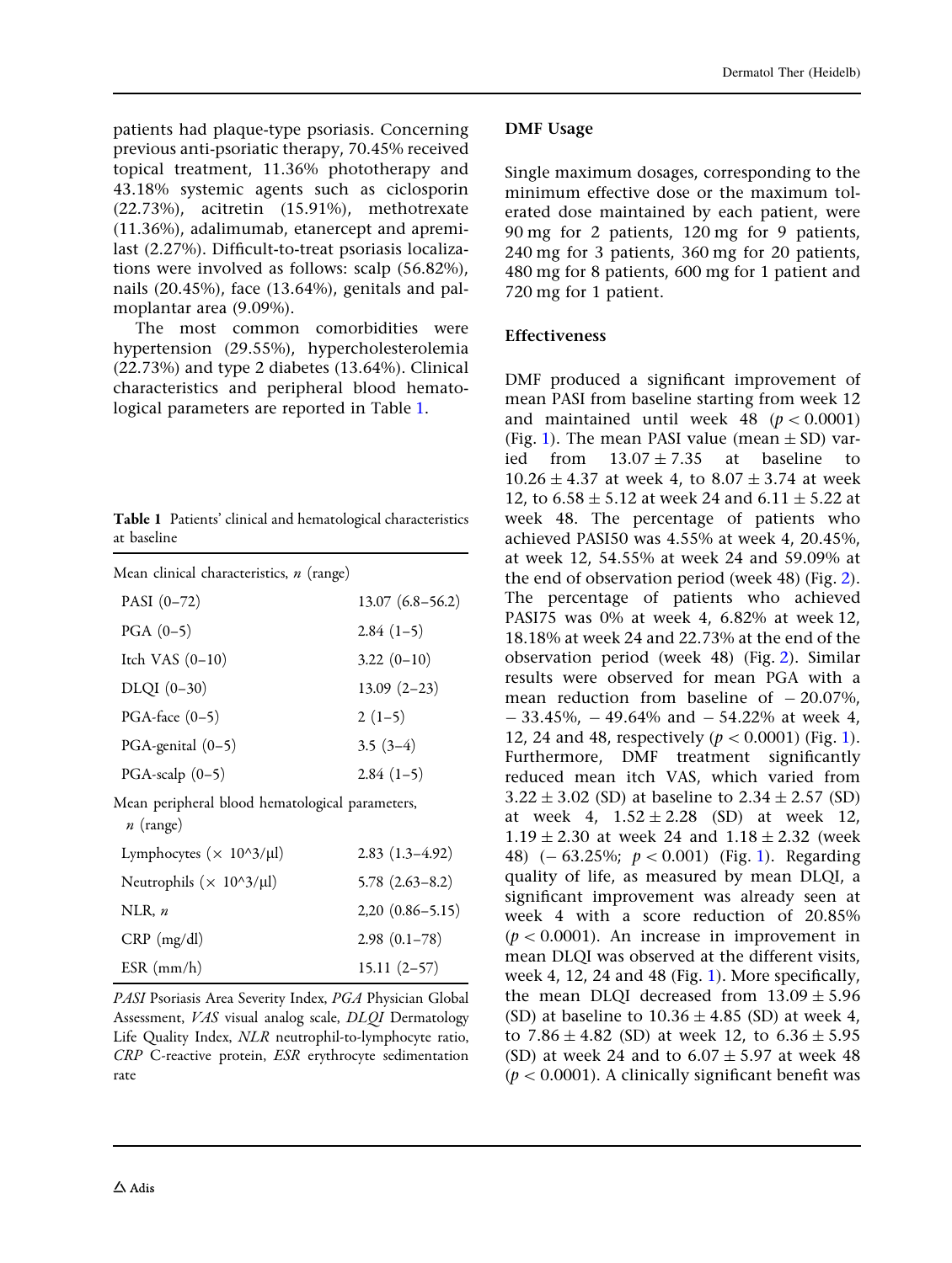patients had plaque-type psoriasis. Concerning previous anti-psoriatic therapy, 70.45% received topical treatment, 11.36% phototherapy and 43.18% systemic agents such as ciclosporin (22.73%), acitretin (15.91%), methotrexate (11.36%), adalimumab, etanercept and apremilast (2.27%). Difficult-to-treat psoriasis localizations were involved as follows: scalp (56.82%), nails (20.45%), face (13.64%), genitals and palmoplantar area (9.09%).

The most common comorbidities were hypertension (29.55%), hypercholesterolemia (22.73%) and type 2 diabetes (13.64%). Clinical characteristics and peripheral blood hematological parameters are reported in Table 1.

**Table 1** Patients' clinical and hematological characteristics at baseline

| Mean clinical characteristics, *n* (range) | |
|---|---|
| PASI (0–72) | 13.07 (6.8–56.2) |
| PGA (0–5) | 2.84 (1–5) |
| Itch VAS (0–10) | 3.22 (0–10) |
| DLQI (0–30) | 13.09 (2–23) |
| PGA-face (0–5) | 2 (1–5) |
| PGA-genital (0–5) | 3.5 (3–4) |
| PGA-scalp (0–5) | 2.84 (1–5) |
| Mean peripheral blood hematological parameters, *n* (range) | |
| Lymphocytes (× 10^3/μl) | 2.83 (1.3–4.92) |
| Neutrophils (× 10^3/μl) | 5.78 (2.63–8.2) |
| NLR, *n* | 2,20 (0.86–5.15) |
| CRP (mg/dl) | 2.98 (0.1–78) |
| ESR (mm/h) | 15.11 (2–57) |

*PASI* Psoriasis Area Severity Index, *PGA* Physician Global Assessment, *VAS* visual analog scale, *DLQI* Dermatology Life Quality Index, *NLR* neutrophil-to-lymphocyte ratio, *CRP* C-reactive protein, *ESR* erythrocyte sedimentation rate

### DMF Usage

Single maximum dosages, corresponding to the minimum effective dose or the maximum tolerated dose maintained by each patient, were 90 mg for 2 patients, 120 mg for 9 patients, 240 mg for 3 patients, 360 mg for 20 patients, 480 mg for 8 patients, 600 mg for 1 patient and 720 mg for 1 patient.

### Effectiveness

DMF produced a significant improvement of mean PASI from baseline starting from week 12 and maintained until week 48 ($p < 0.0001$) (Fig. 1). The mean PASI value (mean ± SD) varied from $13.07 \pm 7.35$ at baseline to $10.26 \pm 4.37$ at week 4, to $8.07 \pm 3.74$ at week 12, to $6.58 \pm 5.12$ at week 24 and $6.11 \pm 5.22$ at week 48. The percentage of patients who achieved PASI50 was 4.55% at week 4, 20.45%, at week 12, 54.55% at week 24 and 59.09% at the end of observation period (week 48) (Fig. 2). The percentage of patients who achieved PASI75 was 0% at week 4, 6.82% at week 12, 18.18% at week 24 and 22.73% at the end of the observation period (week 48) (Fig. 2). Similar results were observed for mean PGA with a mean reduction from baseline of − 20.07%, − 33.45%, − 49.64% and − 54.22% at week 4, 12, 24 and 48, respectively ($p < 0.0001$) (Fig. 1). Furthermore, DMF treatment significantly reduced mean itch VAS, which varied from $3.22 \pm 3.02$ (SD) at baseline to $2.34 \pm 2.57$ (SD) at week 4, $1.52 \pm 2.28$ (SD) at week 12, $1.19 \pm 2.30$ at week 24 and $1.18 \pm 2.32$ (week 48) (− 63.25%; $p < 0.001$) (Fig. 1). Regarding quality of life, as measured by mean DLQI, a significant improvement was already seen at week 4 with a score reduction of 20.85% ($p < 0.0001$). An increase in improvement in mean DLQI was observed at the different visits, week 4, 12, 24 and 48 (Fig. 1). More specifically, the mean DLQI decreased from $13.09 \pm 5.96$ (SD) at baseline to $10.36 \pm 4.85$ (SD) at week 4, to $7.86 \pm 4.82$ (SD) at week 12, to $6.36 \pm 5.95$ (SD) at week 24 and to $6.07 \pm 5.97$ at week 48 ($p < 0.0001$). A clinically significant benefit was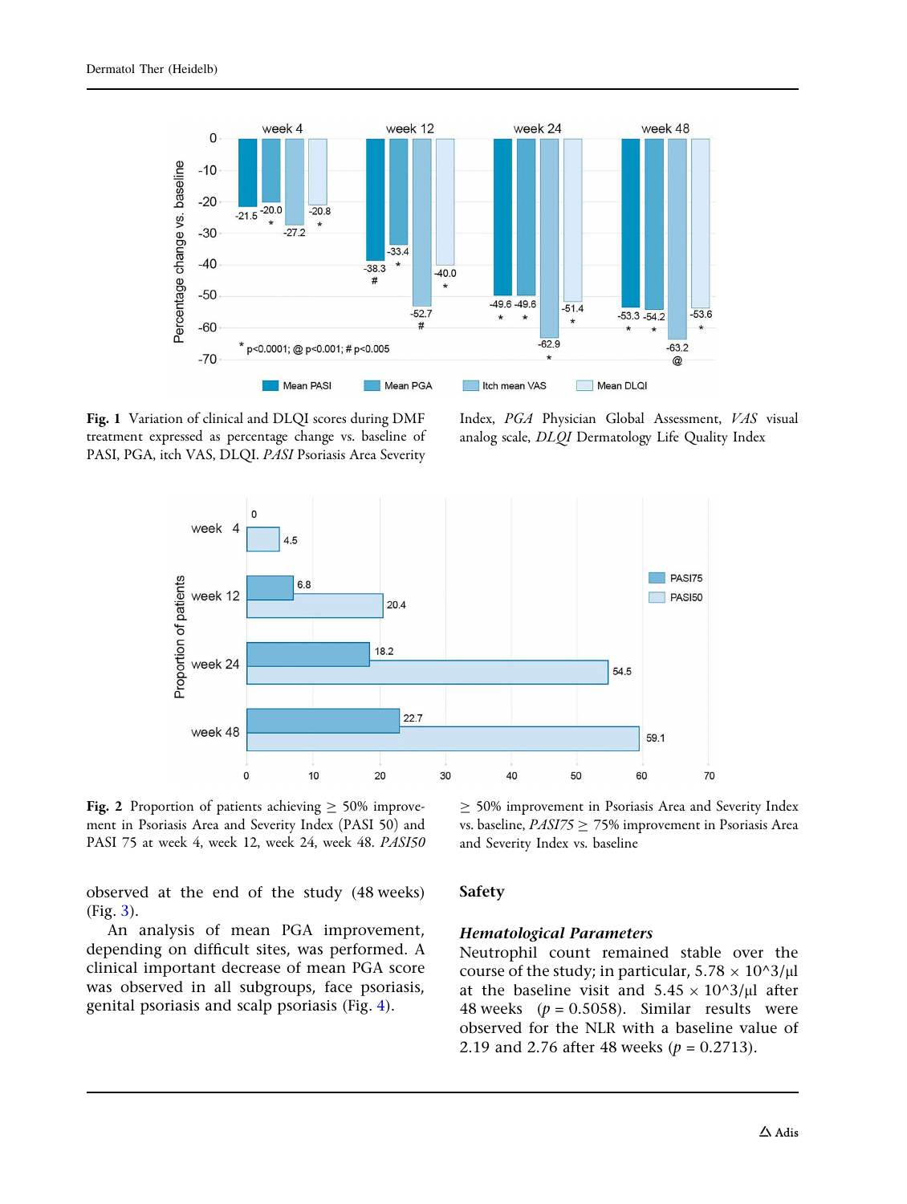**Fig. 1** Variation of clinical and DLQI scores during DMF treatment expressed as percentage change vs. baseline of PASI, PGA, itch VAS, DLQI. *PASI* Psoriasis Area Severity Index, *PGA* Physician Global Assessment, *VAS* visual analog scale, *DLQI* Dermatology Life Quality Index

**Fig. 2** Proportion of patients achieving ≥ 50% improvement in Psoriasis Area and Severity Index (PASI 50) and PASI 75 at week 4, week 12, week 24, week 48. *PASI50* ≥ 50% improvement in Psoriasis Area and Severity Index vs. baseline, *PASI75* ≥ 75% improvement in Psoriasis Area and Severity Index vs. baseline

observed at the end of the study (48 weeks) (Fig. 3).

An analysis of mean PGA improvement, depending on difficult sites, was performed. A clinical important decrease of mean PGA score was observed in all subgroups, face psoriasis, genital psoriasis and scalp psoriasis (Fig. 4).

## Safety

### Hematological Parameters

Neutrophil count remained stable over the course of the study; in particular, 5.78 × 10^3/μl at the baseline visit and 5.45 × 10^3/μl after 48 weeks ($p = 0.5058$). Similar results were observed for the NLR with a baseline value of 2.19 and 2.76 after 48 weeks ($p = 0.2713$).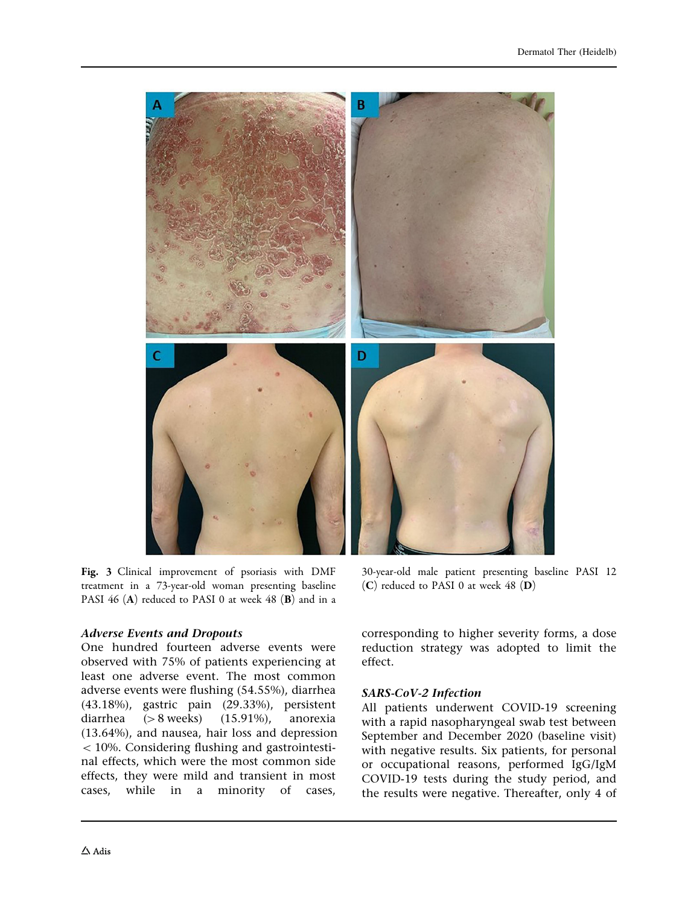Fig. 3 Clinical improvement of psoriasis with DMF treatment in a 73-year-old woman presenting baseline PASI 46 (**A**) reduced to PASI 0 at week 48 (**B**) and in a 30-year-old male patient presenting baseline PASI 12 (**C**) reduced to PASI 0 at week 48 (**D**)

### *Adverse Events and Dropouts*

One hundred fourteen adverse events were observed with 75% of patients experiencing at least one adverse event. The most common adverse events were flushing (54.55%), diarrhea (43.18%), gastric pain (29.33%), persistent diarrhea (> 8 weeks) (15.91%), anorexia (13.64%), and nausea, hair loss and depression < 10%. Considering flushing and gastrointestinal effects, which were the most common side effects, they were mild and transient in most cases, while in a minority of cases, corresponding to higher severity forms, a dose reduction strategy was adopted to limit the effect.

### *SARS-CoV-2 Infection*

All patients underwent COVID-19 screening with a rapid nasopharyngeal swab test between September and December 2020 (baseline visit) with negative results. Six patients, for personal or occupational reasons, performed IgG/IgM COVID-19 tests during the study period, and the results were negative. Thereafter, only 4 of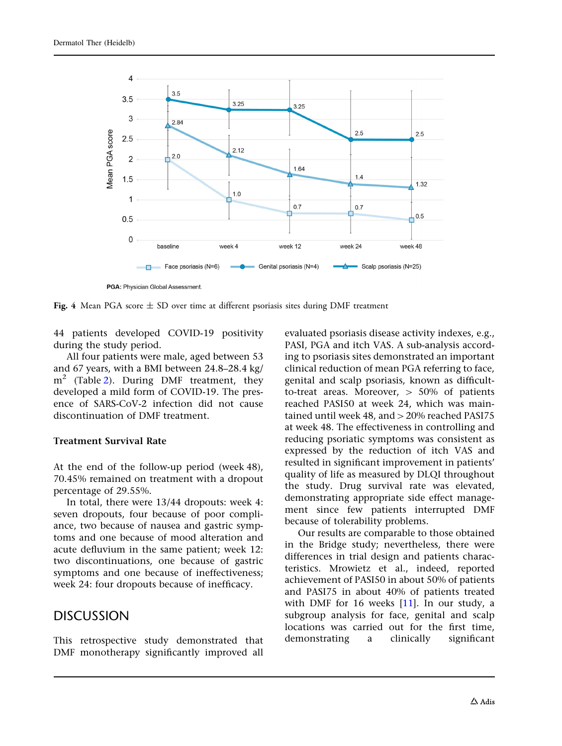Fig. 4 Mean PGA score ± SD over time at different psoriasis sites during DMF treatment

44 patients developed COVID-19 positivity during the study period.

All four patients were male, aged between 53 and 67 years, with a BMI between 24.8–28.4 kg/m$^2$ (Table 2). During DMF treatment, they developed a mild form of COVID-19. The presence of SARS-CoV-2 infection did not cause discontinuation of DMF treatment.

### Treatment Survival Rate

At the end of the follow-up period (week 48), 70.45% remained on treatment with a dropout percentage of 29.55%.

In total, there were 13/44 dropouts: week 4: seven dropouts, four because of poor compliance, two because of nausea and gastric symptoms and one because of mood alteration and acute defluvium in the same patient; week 12: two discontinuations, one because of gastric symptoms and one because of ineffectiveness; week 24: four dropouts because of inefficacy.

## DISCUSSION

This retrospective study demonstrated that DMF monotherapy significantly improved all evaluated psoriasis disease activity indexes, e.g., PASI, PGA and itch VAS. A sub-analysis according to psoriasis sites demonstrated an important clinical reduction of mean PGA referring to face, genital and scalp psoriasis, known as difficult-to-treat areas. Moreover, > 50% of patients reached PASI50 at week 24, which was maintained until week 48, and > 20% reached PASI75 at week 48. The effectiveness in controlling and reducing psoriatic symptoms was consistent as expressed by the reduction of itch VAS and resulted in significant improvement in patients' quality of life as measured by DLQI throughout the study. Drug survival rate was elevated, demonstrating appropriate side effect management since few patients interrupted DMF because of tolerability problems.

Our results are comparable to those obtained in the Bridge study; nevertheless, there were differences in trial design and patients characteristics. Mrowietz et al., indeed, reported achievement of PASI50 in about 50% of patients and PASI75 in about 40% of patients treated with DMF for 16 weeks [11]. In our study, a subgroup analysis for face, genital and scalp locations was carried out for the first time, demonstrating a clinically significant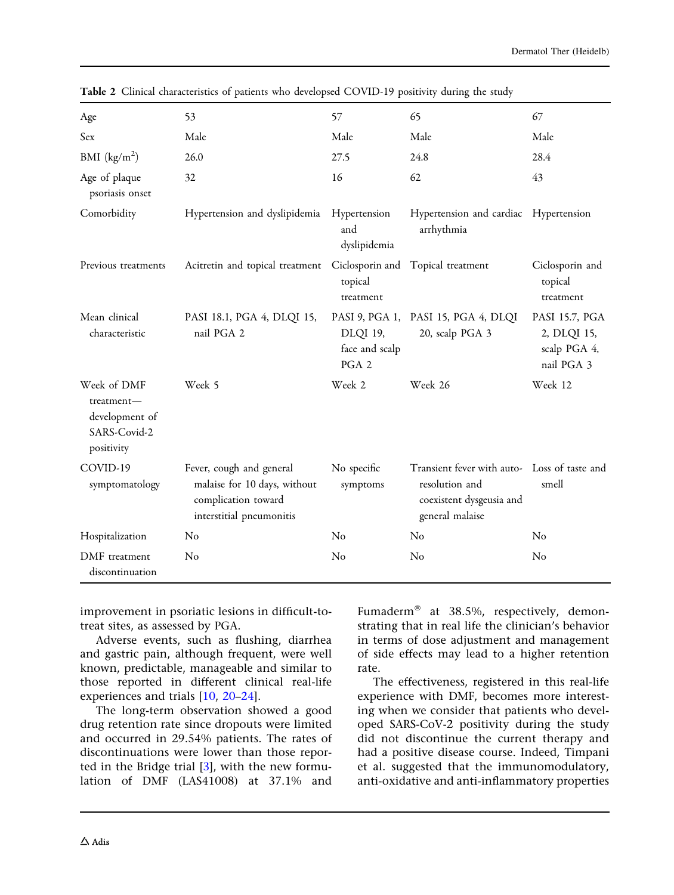**Table 2** Clinical characteristics of patients who developed COVID-19 positivity during the study

| | | | | |
|---|---|---|---|---|
| Age | 53 | 57 | 65 | 67 |
| Sex | Male | Male | Male | Male |
| BMI (kg/m$^2$) | 26.0 | 27.5 | 24.8 | 28.4 |
| Age of plaque psoriasis onset | 32 | 16 | 62 | 43 |
| Comorbidity | Hypertension and dyslipidemia | Hypertension and dyslipidemia | Hypertension and cardiac arrhythmia | Hypertension |
| Previous treatments | Acitretin and topical treatment | Ciclosporin and topical treatment | Topical treatment | Ciclosporin and topical treatment |
| Mean clinical characteristic | PASI 18.1, PGA 4, DLQI 15, nail PGA 2 | PASI 9, PGA 1, DLQI 19, face and scalp PGA 2 | PASI 15, PGA 4, DLQI 20, scalp PGA 3 | PASI 15.7, PGA 2, DLQI 15, scalp PGA 4, nail PGA 3 |
| Week of DMF treatment—development of SARS-Covid-2 positivity | Week 5 | Week 2 | Week 26 | Week 12 |
| COVID-19 symptomatology | Fever, cough and general malaise for 10 days, without complication toward interstitial pneumonitis | No specific symptoms | Transient fever with auto-resolution and coexistent dysgeusia and general malaise | Loss of taste and smell |
| Hospitalization | No | No | No | No |
| DMF treatment discontinuation | No | No | No | No |

improvement in psoriatic lesions in difficult-to-treat sites, as assessed by PGA.

Adverse events, such as flushing, diarrhea and gastric pain, although frequent, were well known, predictable, manageable and similar to those reported in different clinical real-life experiences and trials [10, 20–24].

The long-term observation showed a good drug retention rate since dropouts were limited and occurred in 29.54% patients. The rates of discontinuations were lower than those reported in the Bridge trial [3], with the new formulation of DMF (LAS41008) at 37.1% and Fumaderm® at 38.5%, respectively, demonstrating that in real life the clinician's behavior in terms of dose adjustment and management of side effects may lead to a higher retention rate.

The effectiveness, registered in this real-life experience with DMF, becomes more interesting when we consider that patients who developed SARS-CoV-2 positivity during the study did not discontinue the current therapy and had a positive disease course. Indeed, Timpani et al. suggested that the immunomodulatory, anti-oxidative and anti-inflammatory properties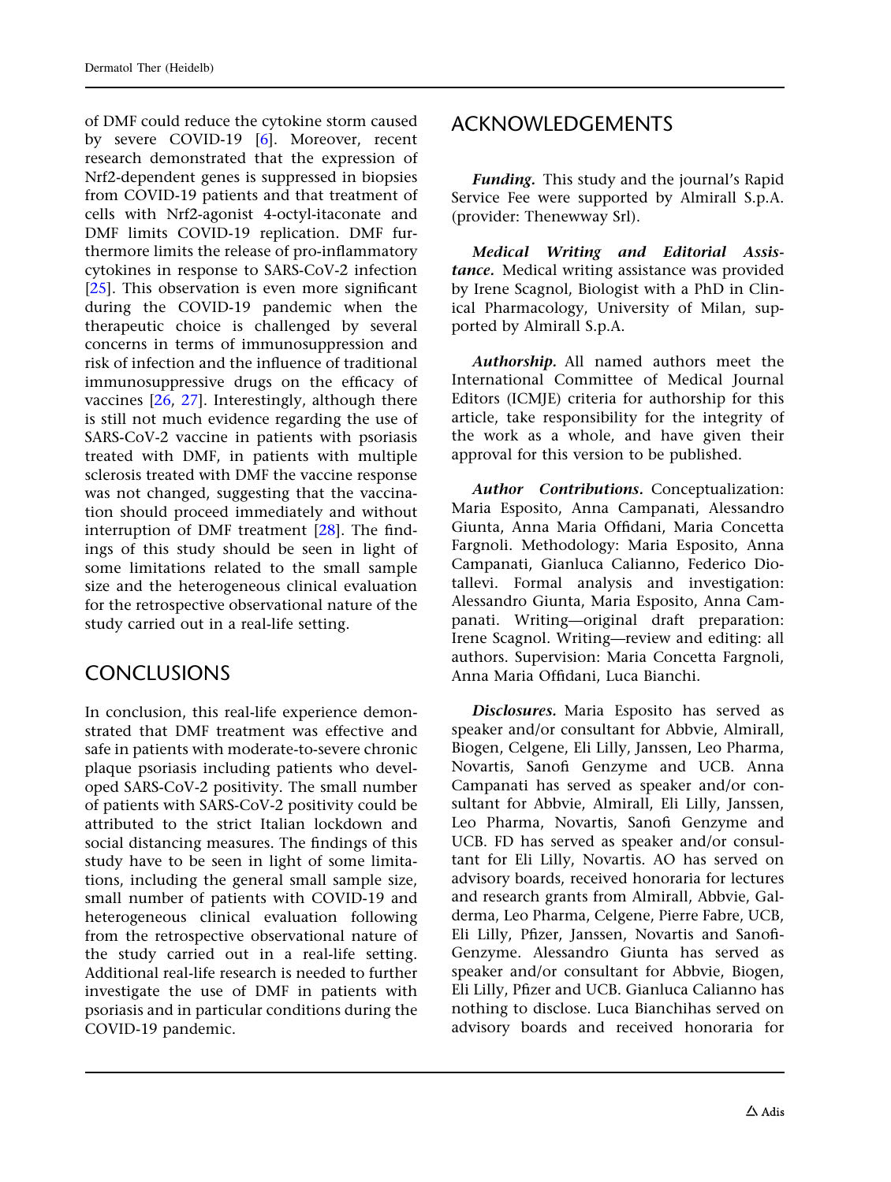of DMF could reduce the cytokine storm caused by severe COVID-19 [6]. Moreover, recent research demonstrated that the expression of Nrf2-dependent genes is suppressed in biopsies from COVID-19 patients and that treatment of cells with Nrf2-agonist 4-octyl-itaconate and DMF limits COVID-19 replication. DMF furthermore limits the release of pro-inflammatory cytokines in response to SARS-CoV-2 infection [25]. This observation is even more significant during the COVID-19 pandemic when the therapeutic choice is challenged by several concerns in terms of immunosuppression and risk of infection and the influence of traditional immunosuppressive drugs on the efficacy of vaccines [26, 27]. Interestingly, although there is still not much evidence regarding the use of SARS-CoV-2 vaccine in patients with psoriasis treated with DMF, in patients with multiple sclerosis treated with DMF the vaccine response was not changed, suggesting that the vaccination should proceed immediately and without interruption of DMF treatment [28]. The findings of this study should be seen in light of some limitations related to the small sample size and the heterogeneous clinical evaluation for the retrospective observational nature of the study carried out in a real-life setting.

## CONCLUSIONS

In conclusion, this real-life experience demonstrated that DMF treatment was effective and safe in patients with moderate-to-severe chronic plaque psoriasis including patients who developed SARS-CoV-2 positivity. The small number of patients with SARS-CoV-2 positivity could be attributed to the strict Italian lockdown and social distancing measures. The findings of this study have to be seen in light of some limitations, including the general small sample size, small number of patients with COVID-19 and heterogeneous clinical evaluation following from the retrospective observational nature of the study carried out in a real-life setting. Additional real-life research is needed to further investigate the use of DMF in patients with psoriasis and in particular conditions during the COVID-19 pandemic.

## ACKNOWLEDGEMENTS

***Funding.*** This study and the journal's Rapid Service Fee were supported by Almirall S.p.A. (provider: Thenewway Srl).

***Medical Writing and Editorial Assistance.*** Medical writing assistance was provided by Irene Scagnol, Biologist with a PhD in Clinical Pharmacology, University of Milan, supported by Almirall S.p.A.

***Authorship.*** All named authors meet the International Committee of Medical Journal Editors (ICMJE) criteria for authorship for this article, take responsibility for the integrity of the work as a whole, and have given their approval for this version to be published.

***Author Contributions.*** Conceptualization: Maria Esposito, Anna Campanati, Alessandro Giunta, Anna Maria Offidani, Maria Concetta Fargnoli. Methodology: Maria Esposito, Anna Campanati, Gianluca Calianno, Federico Diotallevi. Formal analysis and investigation: Alessandro Giunta, Maria Esposito, Anna Campanati. Writing—original draft preparation: Irene Scagnol. Writing—review and editing: all authors. Supervision: Maria Concetta Fargnoli, Anna Maria Offidani, Luca Bianchi.

***Disclosures.*** Maria Esposito has served as speaker and/or consultant for Abbvie, Almirall, Biogen, Celgene, Eli Lilly, Janssen, Leo Pharma, Novartis, Sanofi Genzyme and UCB. Anna Campanati has served as speaker and/or consultant for Abbvie, Almirall, Eli Lilly, Janssen, Leo Pharma, Novartis, Sanofi Genzyme and UCB. FD has served as speaker and/or consultant for Eli Lilly, Novartis. AO has served on advisory boards, received honoraria for lectures and research grants from Almirall, Abbvie, Galderma, Leo Pharma, Celgene, Pierre Fabre, UCB, Eli Lilly, Pfizer, Janssen, Novartis and Sanofi-Genzyme. Alessandro Giunta has served as speaker and/or consultant for Abbvie, Biogen, Eli Lilly, Pfizer and UCB. Gianluca Calianno has nothing to disclose. Luca Bianchihas served on advisory boards and received honoraria for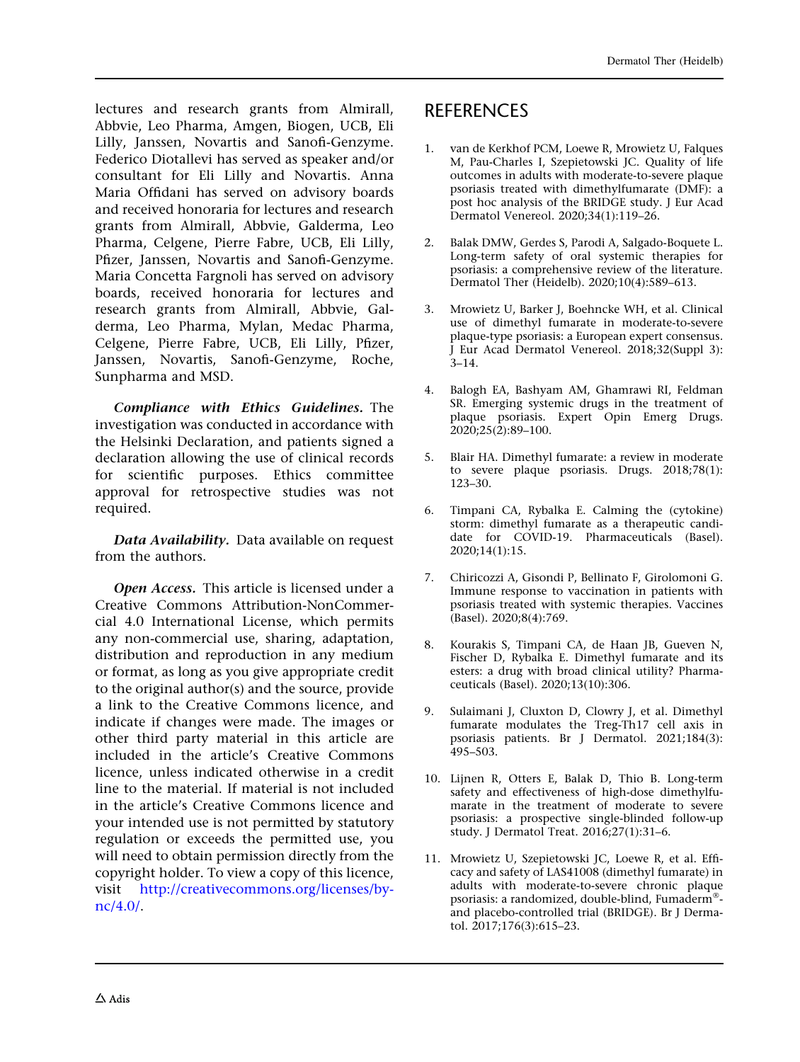lectures and research grants from Almirall, Abbvie, Leo Pharma, Amgen, Biogen, UCB, Eli Lilly, Janssen, Novartis and Sanofi-Genzyme. Federico Diotallevi has served as speaker and/or consultant for Eli Lilly and Novartis. Anna Maria Offidani has served on advisory boards and received honoraria for lectures and research grants from Almirall, Abbvie, Galderma, Leo Pharma, Celgene, Pierre Fabre, UCB, Eli Lilly, Pfizer, Janssen, Novartis and Sanofi-Genzyme. Maria Concetta Fargnoli has served on advisory boards, received honoraria for lectures and research grants from Almirall, Abbvie, Galderma, Leo Pharma, Mylan, Medac Pharma, Celgene, Pierre Fabre, UCB, Eli Lilly, Pfizer, Janssen, Novartis, Sanofi-Genzyme, Roche, Sunpharma and MSD.

***Compliance with Ethics Guidelines.*** The investigation was conducted in accordance with the Helsinki Declaration, and patients signed a declaration allowing the use of clinical records for scientific purposes. Ethics committee approval for retrospective studies was not required.

***Data Availability.*** Data available on request from the authors.

***Open Access.*** This article is licensed under a Creative Commons Attribution-NonCommercial 4.0 International License, which permits any non-commercial use, sharing, adaptation, distribution and reproduction in any medium or format, as long as you give appropriate credit to the original author(s) and the source, provide a link to the Creative Commons licence, and indicate if changes were made. The images or other third party material in this article are included in the article's Creative Commons licence, unless indicated otherwise in a credit line to the material. If material is not included in the article's Creative Commons licence and your intended use is not permitted by statutory regulation or exceeds the permitted use, you will need to obtain permission directly from the copyright holder. To view a copy of this licence, visit http://creativecommons.org/licenses/by-nc/4.0/.

## REFERENCES

1. van de Kerkhof PCM, Loewe R, Mrowietz U, Falques M, Pau-Charles I, Szepietowski JC. Quality of life outcomes in adults with moderate-to-severe plaque psoriasis treated with dimethylfumarate (DMF): a post hoc analysis of the BRIDGE study. J Eur Acad Dermatol Venereol. 2020;34(1):119–26.

2. Balak DMW, Gerdes S, Parodi A, Salgado-Boquete L. Long-term safety of oral systemic therapies for psoriasis: a comprehensive review of the literature. Dermatol Ther (Heidelb). 2020;10(4):589–613.

3. Mrowietz U, Barker J, Boehncke WH, et al. Clinical use of dimethyl fumarate in moderate-to-severe plaque-type psoriasis: a European expert consensus. J Eur Acad Dermatol Venereol. 2018;32(Suppl 3): 3–14.

4. Balogh EA, Bashyam AM, Ghamrawi RI, Feldman SR. Emerging systemic drugs in the treatment of plaque psoriasis. Expert Opin Emerg Drugs. 2020;25(2):89–100.

5. Blair HA. Dimethyl fumarate: a review in moderate to severe plaque psoriasis. Drugs. 2018;78(1): 123–30.

6. Timpani CA, Rybalka E. Calming the (cytokine) storm: dimethyl fumarate as a therapeutic candidate for COVID-19. Pharmaceuticals (Basel). 2020;14(1):15.

7. Chiricozzi A, Gisondi P, Bellinato F, Girolomoni G. Immune response to vaccination in patients with psoriasis treated with systemic therapies. Vaccines (Basel). 2020;8(4):769.

8. Kourakis S, Timpani CA, de Haan JB, Gueven N, Fischer D, Rybalka E. Dimethyl fumarate and its esters: a drug with broad clinical utility? Pharmaceuticals (Basel). 2020;13(10):306.

9. Sulaimani J, Cluxton D, Clowry J, et al. Dimethyl fumarate modulates the Treg-Th17 cell axis in psoriasis patients. Br J Dermatol. 2021;184(3): 495–503.

10. Lijnen R, Otters E, Balak D, Thio B. Long-term safety and effectiveness of high-dose dimethylfumarate in the treatment of moderate to severe psoriasis: a prospective single-blinded follow-up study. J Dermatol Treat. 2016;27(1):31–6.

11. Mrowietz U, Szepietowski JC, Loewe R, et al. Efficacy and safety of LAS41008 (dimethyl fumarate) in adults with moderate-to-severe chronic plaque psoriasis: a randomized, double-blind, Fumaderm®- and placebo-controlled trial (BRIDGE). Br J Dermatol. 2017;176(3):615–23.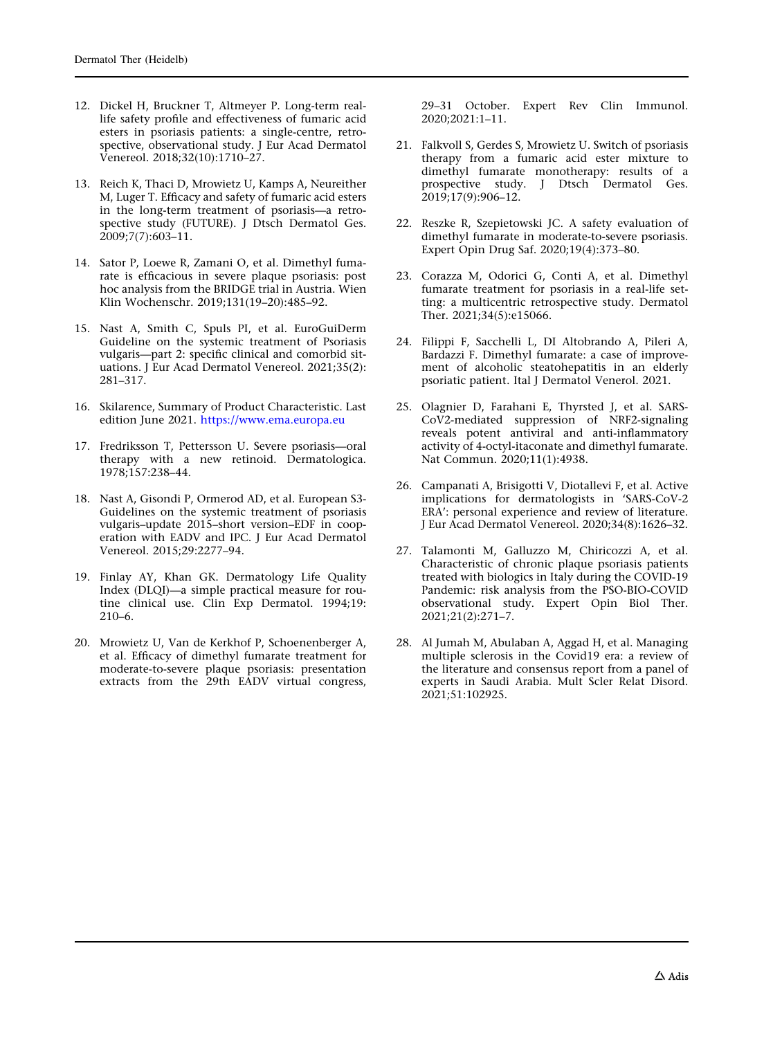12. Dickel H, Bruckner T, Altmeyer P. Long-term real-life safety profile and effectiveness of fumaric acid esters in psoriasis patients: a single-centre, retrospective, observational study. J Eur Acad Dermatol Venereol. 2018;32(10):1710–27.

13. Reich K, Thaci D, Mrowietz U, Kamps A, Neureither M, Luger T. Efficacy and safety of fumaric acid esters in the long-term treatment of psoriasis—a retrospective study (FUTURE). J Dtsch Dermatol Ges. 2009;7(7):603–11.

14. Sator P, Loewe R, Zamani O, et al. Dimethyl fumarate is efficacious in severe plaque psoriasis: post hoc analysis from the BRIDGE trial in Austria. Wien Klin Wochenschr. 2019;131(19–20):485–92.

15. Nast A, Smith C, Spuls PI, et al. EuroGuiDerm Guideline on the systemic treatment of Psoriasis vulgaris—part 2: specific clinical and comorbid situations. J Eur Acad Dermatol Venereol. 2021;35(2): 281–317.

16. Skilarence, Summary of Product Characteristic. Last edition June 2021. https://www.ema.europa.eu

17. Fredriksson T, Pettersson U. Severe psoriasis—oral therapy with a new retinoid. Dermatologica. 1978;157:238–44.

18. Nast A, Gisondi P, Ormerod AD, et al. European S3-Guidelines on the systemic treatment of psoriasis vulgaris–update 2015–short version–EDF in cooperation with EADV and IPC. J Eur Acad Dermatol Venereol. 2015;29:2277–94.

19. Finlay AY, Khan GK. Dermatology Life Quality Index (DLQI)—a simple practical measure for routine clinical use. Clin Exp Dermatol. 1994;19: 210–6.

20. Mrowietz U, Van de Kerkhof P, Schoenenberger A, et al. Efficacy of dimethyl fumarate treatment for moderate-to-severe plaque psoriasis: presentation extracts from the 29th EADV virtual congress, 29–31 October. Expert Rev Clin Immunol. 2020;2021:1–11.

21. Falkvoll S, Gerdes S, Mrowietz U. Switch of psoriasis therapy from a fumaric acid ester mixture to dimethyl fumarate monotherapy: results of a prospective study. J Dtsch Dermatol Ges. 2019;17(9):906–12.

22. Reszke R, Szepietowski JC. A safety evaluation of dimethyl fumarate in moderate-to-severe psoriasis. Expert Opin Drug Saf. 2020;19(4):373–80.

23. Corazza M, Odorici G, Conti A, et al. Dimethyl fumarate treatment for psoriasis in a real-life setting: a multicentric retrospective study. Dermatol Ther. 2021;34(5):e15066.

24. Filippi F, Sacchelli L, DI Altobrando A, Pileri A, Bardazzi F. Dimethyl fumarate: a case of improvement of alcoholic steatohepatitis in an elderly psoriatic patient. Ital J Dermatol Venerol. 2021.

25. Olagnier D, Farahani E, Thyrsted J, et al. SARS-CoV2-mediated suppression of NRF2-signaling reveals potent antiviral and anti-inflammatory activity of 4-octyl-itaconate and dimethyl fumarate. Nat Commun. 2020;11(1):4938.

26. Campanati A, Brisigotti V, Diotallevi F, et al. Active implications for dermatologists in 'SARS-CoV-2 ERA': personal experience and review of literature. J Eur Acad Dermatol Venereol. 2020;34(8):1626–32.

27. Talamonti M, Galluzzo M, Chiricozzi A, et al. Characteristic of chronic plaque psoriasis patients treated with biologics in Italy during the COVID-19 Pandemic: risk analysis from the PSO-BIO-COVID observational study. Expert Opin Biol Ther. 2021;21(2):271–7.

28. Al Jumah M, Abulaban A, Aggad H, et al. Managing multiple sclerosis in the Covid19 era: a review of the literature and consensus report from a panel of experts in Saudi Arabia. Mult Scler Relat Disord. 2021;51:102925.